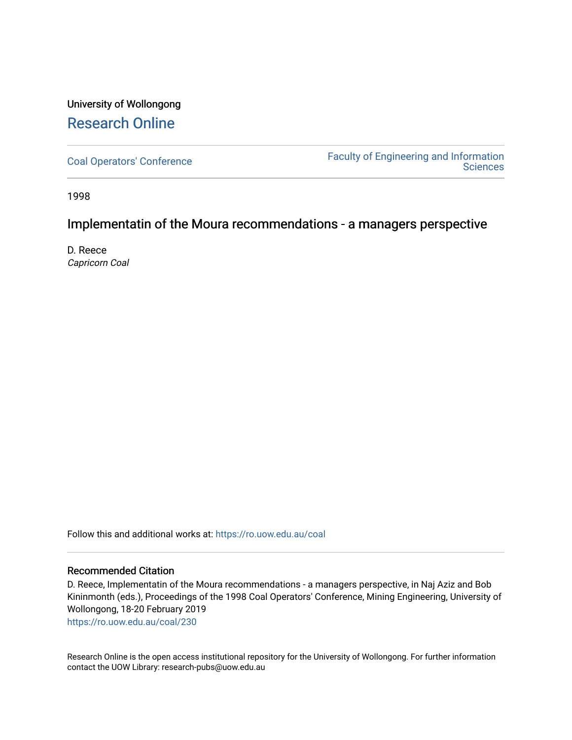University of Wollongong

# Research Online

Coal Operators' Conference

Faculty of Engineering and Information Sciences

1998

## Implementatin of the Moura recommendations - a managers perspective

D. Reece
*Capricorn Coal*

Follow this and additional works at: https://ro.uow.edu.au/coal

### Recommended Citation

D. Reece, Implementatin of the Moura recommendations - a managers perspective, in Naj Aziz and Bob Kininmonth (eds.), Proceedings of the 1998 Coal Operators' Conference, Mining Engineering, University of Wollongong, 18-20 February 2019
https://ro.uow.edu.au/coal/230

Research Online is the open access institutional repository for the University of Wollongong. For further information contact the UOW Library: research-pubs@uow.edu.au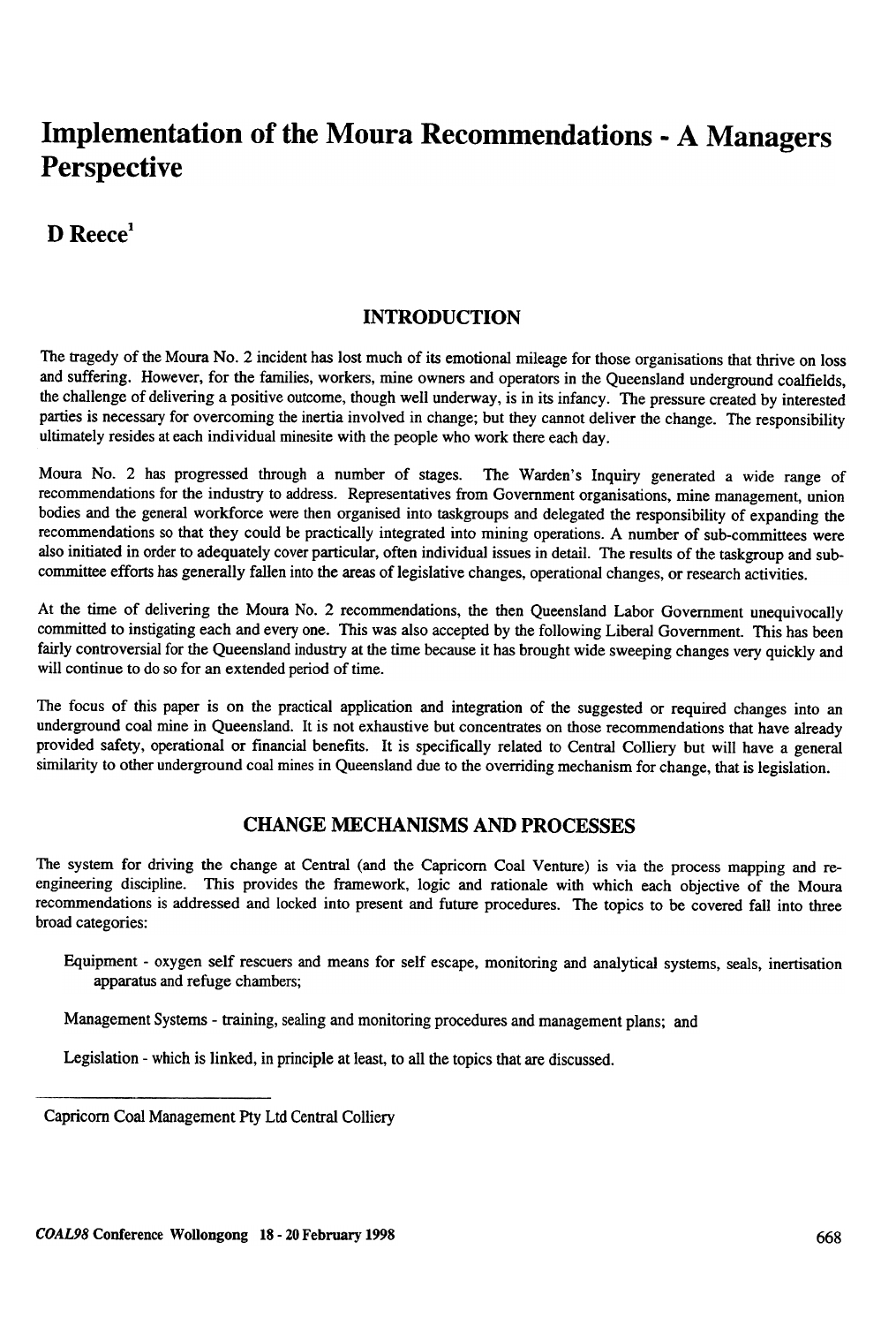# Implementation of the Moura Recommendations - A Managers Perspective

## D Reece[1]

### INTRODUCTION

The tragedy of the Moura No. 2 incident has lost much of its emotional mileage for those organisations that thrive on loss and suffering. However, for the families, workers, mine owners and operators in the Queensland underground coalfields, the challenge of delivering a positive outcome, though well underway, is in its infancy. The pressure created by interested parties is necessary for overcoming the inertia involved in change; but they cannot deliver the change. The responsibility ultimately resides at each individual minesite with the people who work there each day.

Moura No. 2 has progressed through a number of stages. The Warden's Inquiry generated a wide range of recommendations for the industry to address. Representatives from Government organisations, mine management, union bodies and the general workforce were then organised into taskgroups and delegated the responsibility of expanding the recommendations so that they could be practically integrated into mining operations. A number of sub-committees were also initiated in order to adequately cover particular, often individual issues in detail. The results of the taskgroup and sub-committee efforts has generally fallen into the areas of legislative changes, operational changes, or research activities.

At the time of delivering the Moura No. 2 recommendations, the then Queensland Labor Government unequivocally committed to instigating each and every one. This was also accepted by the following Liberal Government. This has been fairly controversial for the Queensland industry at the time because it has brought wide sweeping changes very quickly and will continue to do so for an extended period of time.

The focus of this paper is on the practical application and integration of the suggested or required changes into an underground coal mine in Queensland. It is not exhaustive but concentrates on those recommendations that have already provided safety, operational or financial benefits. It is specifically related to Central Colliery but will have a general similarity to other underground coal mines in Queensland due to the overriding mechanism for change, that is legislation.

### CHANGE MECHANISMS AND PROCESSES

The system for driving the change at Central (and the Capricorn Coal Venture) is via the process mapping and re-engineering discipline. This provides the framework, logic and rationale with which each objective of the Moura recommendations is addressed and locked into present and future procedures. The topics to be covered fall into three broad categories:

Equipment - oxygen self rescuers and means for self escape, monitoring and analytical systems, seals, inertisation apparatus and refuge chambers;

Management Systems - training, sealing and monitoring procedures and management plans; and

Legislation - which is linked, in principle at least, to all the topics that are discussed.

[1] Capricorn Coal Management Pty Ltd Central Colliery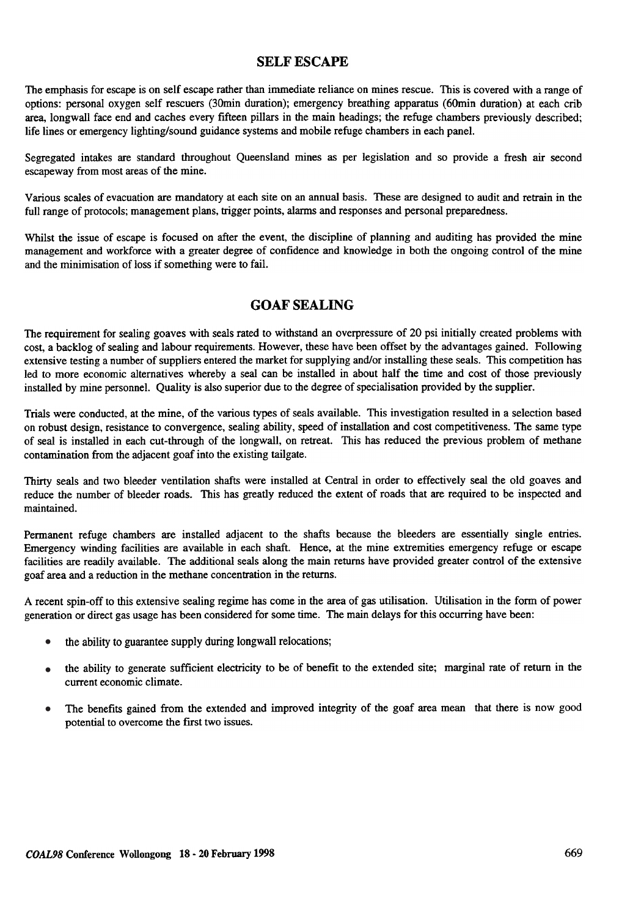## SELF ESCAPE

The emphasis for escape is on self escape rather than immediate reliance on mines rescue. This is covered with a range of options: personal oxygen self rescuers (30min duration); emergency breathing apparatus (60min duration) at each crib area, longwall face end and caches every fifteen pillars in the main headings; the refuge chambers previously described; life lines or emergency lighting/sound guidance systems and mobile refuge chambers in each panel.

Segregated intakes are standard throughout Queensland mines as per legislation and so provide a fresh air second escapeway from most areas of the mine.

Various scales of evacuation are mandatory at each site on an annual basis. These are designed to audit and retrain in the full range of protocols; management plans, trigger points, alarms and responses and personal preparedness.

Whilst the issue of escape is focused on after the event, the discipline of planning and auditing has provided the mine management and workforce with a greater degree of confidence and knowledge in both the ongoing control of the mine and the minimisation of loss if something were to fail.

## GOAF SEALING

The requirement for sealing goaves with seals rated to withstand an overpressure of 20 psi initially created problems with cost, a backlog of sealing and labour requirements. However, these have been offset by the advantages gained. Following extensive testing a number of suppliers entered the market for supplying and/or installing these seals. This competition has led to more economic alternatives whereby a seal can be installed in about half the time and cost of those previously installed by mine personnel. Quality is also superior due to the degree of specialisation provided by the supplier.

Trials were conducted, at the mine, of the various types of seals available. This investigation resulted in a selection based on robust design, resistance to convergence, sealing ability, speed of installation and cost competitiveness. The same type of seal is installed in each cut-through of the longwall, on retreat. This has reduced the previous problem of methane contamination from the adjacent goaf into the existing tailgate.

Thirty seals and two bleeder ventilation shafts were installed at Central in order to effectively seal the old goaves and reduce the number of bleeder roads. This has greatly reduced the extent of roads that are required to be inspected and maintained.

Permanent refuge chambers are installed adjacent to the shafts because the bleeders are essentially single entries. Emergency winding facilities are available in each shaft. Hence, at the mine extremities emergency refuge or escape facilities are readily available. The additional seals along the main returns have provided greater control of the extensive goaf area and a reduction in the methane concentration in the returns.

A recent spin-off to this extensive sealing regime has come in the area of gas utilisation. Utilisation in the form of power generation or direct gas usage has been considered for some time. The main delays for this occurring have been:

- the ability to guarantee supply during longwall relocations;
- the ability to generate sufficient electricity to be of benefit to the extended site; marginal rate of return in the current economic climate.
- The benefits gained from the extended and improved integrity of the goaf area mean that there is now good potential to overcome the first two issues.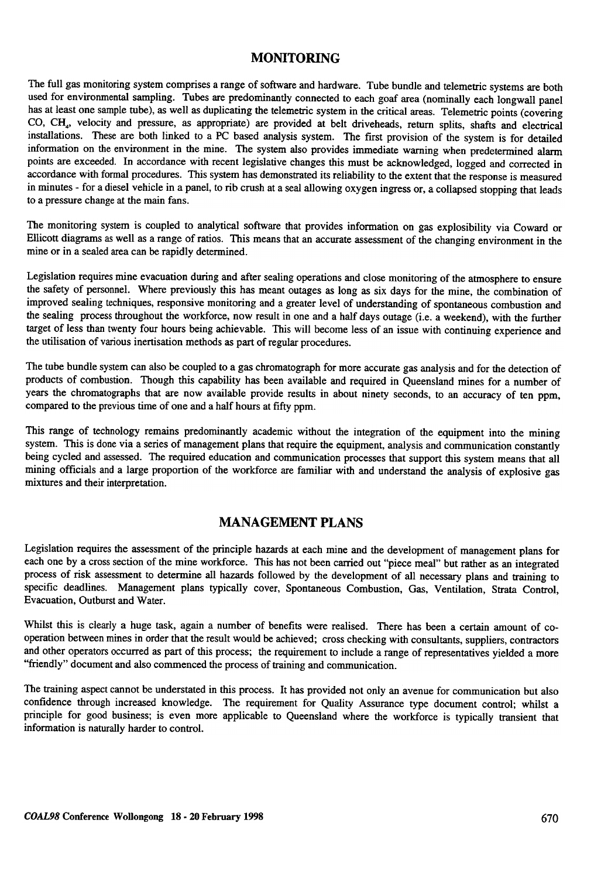## MONITORING

The full gas monitoring system comprises a range of software and hardware. Tube bundle and telemetric systems are both used for environmental sampling. Tubes are predominantly connected to each goaf area (nominally each longwall panel has at least one sample tube), as well as duplicating the telemetric system in the critical areas. Telemetric points (covering CO, $CH_4$, velocity and pressure, as appropriate) are provided at belt driveheads, return splits, shafts and electrical installations. These are both linked to a PC based analysis system. The first provision of the system is for detailed information on the environment in the mine. The system also provides immediate warning when predetermined alarm points are exceeded. In accordance with recent legislative changes this must be acknowledged, logged and corrected in accordance with formal procedures. This system has demonstrated its reliability to the extent that the response is measured in minutes - for a diesel vehicle in a panel, to rib crush at a seal allowing oxygen ingress or, a collapsed stopping that leads to a pressure change at the main fans.

The monitoring system is coupled to analytical software that provides information on gas explosibility via Coward or Ellicott diagrams as well as a range of ratios. This means that an accurate assessment of the changing environment in the mine or in a sealed area can be rapidly determined.

Legislation requires mine evacuation during and after sealing operations and close monitoring of the atmosphere to ensure the safety of personnel. Where previously this has meant outages as long as six days for the mine, the combination of improved sealing techniques, responsive monitoring and a greater level of understanding of spontaneous combustion and the sealing process throughout the workforce, now result in one and a half days outage (i.e. a weekend), with the further target of less than twenty four hours being achievable. This will become less of an issue with continuing experience and the utilisation of various inertisation methods as part of regular procedures.

The tube bundle system can also be coupled to a gas chromatograph for more accurate gas analysis and for the detection of products of combustion. Though this capability has been available and required in Queensland mines for a number of years the chromatographs that are now available provide results in about ninety seconds, to an accuracy of ten ppm, compared to the previous time of one and a half hours at fifty ppm.

This range of technology remains predominantly academic without the integration of the equipment into the mining system. This is done via a series of management plans that require the equipment, analysis and communication constantly being cycled and assessed. The required education and communication processes that support this system means that all mining officials and a large proportion of the workforce are familiar with and understand the analysis of explosive gas mixtures and their interpretation.

## MANAGEMENT PLANS

Legislation requires the assessment of the principle hazards at each mine and the development of management plans for each one by a cross section of the mine workforce. This has not been carried out "piece meal" but rather as an integrated process of risk assessment to determine all hazards followed by the development of all necessary plans and training to specific deadlines. Management plans typically cover, Spontaneous Combustion, Gas, Ventilation, Strata Control, Evacuation, Outburst and Water.

Whilst this is clearly a huge task, again a number of benefits were realised. There has been a certain amount of co-operation between mines in order that the result would be achieved; cross checking with consultants, suppliers, contractors and other operators occurred as part of this process; the requirement to include a range of representatives yielded a more "friendly" document and also commenced the process of training and communication.

The training aspect cannot be understated in this process. It has provided not only an avenue for communication but also confidence through increased knowledge. The requirement for Quality Assurance type document control; whilst a principle for good business; is even more applicable to Queensland where the workforce is typically transient that information is naturally harder to control.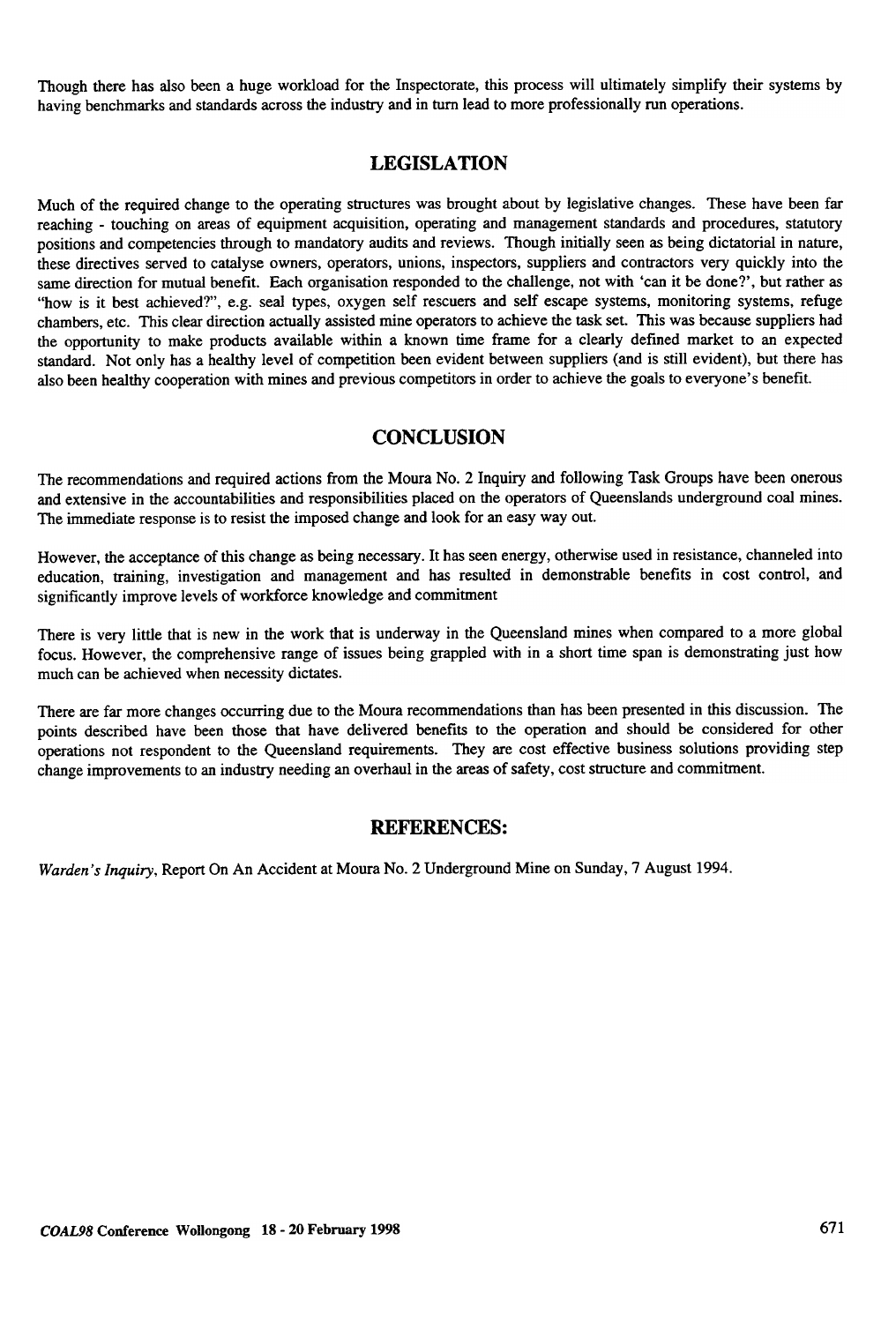Though there has also been a huge workload for the Inspectorate, this process will ultimately simplify their systems by having benchmarks and standards across the industry and in turn lead to more professionally run operations.

## LEGISLATION

Much of the required change to the operating structures was brought about by legislative changes. These have been far reaching - touching on areas of equipment acquisition, operating and management standards and procedures, statutory positions and competencies through to mandatory audits and reviews. Though initially seen as being dictatorial in nature, these directives served to catalyse owners, operators, unions, inspectors, suppliers and contractors very quickly into the same direction for mutual benefit. Each organisation responded to the challenge, not with 'can it be done?', but rather as "how is it best achieved?", e.g. seal types, oxygen self rescuers and self escape systems, monitoring systems, refuge chambers, etc. This clear direction actually assisted mine operators to achieve the task set. This was because suppliers had the opportunity to make products available within a known time frame for a clearly defined market to an expected standard. Not only has a healthy level of competition been evident between suppliers (and is still evident), but there has also been healthy cooperation with mines and previous competitors in order to achieve the goals to everyone's benefit.

## CONCLUSION

The recommendations and required actions from the Moura No. 2 Inquiry and following Task Groups have been onerous and extensive in the accountabilities and responsibilities placed on the operators of Queenslands underground coal mines. The immediate response is to resist the imposed change and look for an easy way out.

However, the acceptance of this change as being necessary. It has seen energy, otherwise used in resistance, channeled into education, training, investigation and management and has resulted in demonstrable benefits in cost control, and significantly improve levels of workforce knowledge and commitment

There is very little that is new in the work that is underway in the Queensland mines when compared to a more global focus. However, the comprehensive range of issues being grappled with in a short time span is demonstrating just how much can be achieved when necessity dictates.

There are far more changes occurring due to the Moura recommendations than has been presented in this discussion. The points described have been those that have delivered benefits to the operation and should be considered for other operations not respondent to the Queensland requirements. They are cost effective business solutions providing step change improvements to an industry needing an overhaul in the areas of safety, cost structure and commitment.

## REFERENCES:

*Warden's Inquiry*, Report On An Accident at Moura No. 2 Underground Mine on Sunday, 7 August 1994.